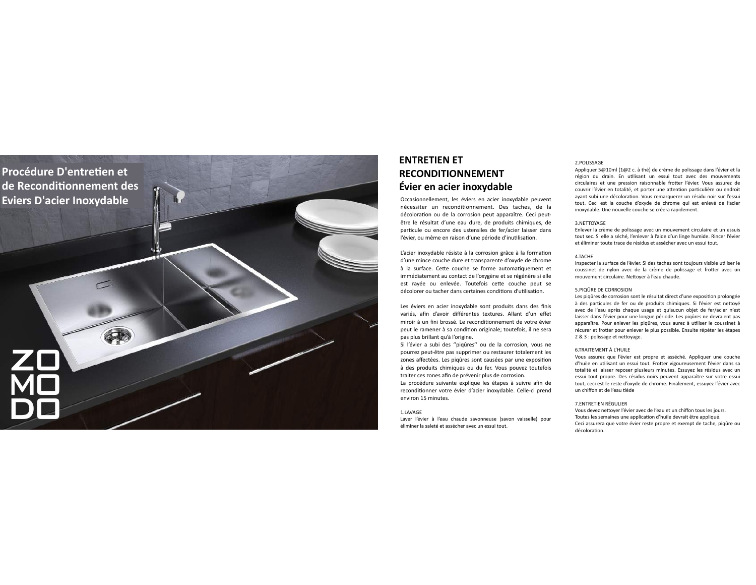# Procédure D'entretien et de Reconditionnement des Eviers D'acier Inoxydable

ZOMODO

## ENTRETIEN ET RECONDITIONNEMENT

### Évier en acier inoxydable

Occasionnellement, les éviers en acier inoxydable peuvent nécessiter un reconditionnement. Des taches, de la décoloration ou de la corrosion peut apparaître. Ceci peut-être le résultat d'une eau dure, de produits chimiques, de particule ou encore des ustensiles de fer/acier laisser dans l'évier, ou même en raison d'une période d'inutilisation.

L'acier inoxydable résiste à la corrosion grâce à la formation d'une mince couche dure et transparente d'oxyde de chrome à la surface. Cette couche se forme automatiquement et immédiatement au contact de l'oxygène et se régénère si elle est rayée ou enlevée. Toutefois cette couche peut se décolorer ou tacher dans certaines conditions d'utilisation.

Les éviers en acier inoxydable sont produits dans des finis variés, afin d'avoir différentes textures. Allant d'un effet miroir à un fini brossé. Le reconditionnement de votre évier peut le ramener à sa condition originale; toutefois, il ne sera pas plus brillant qu'à l'origine.
Si l'évier a subi des ''piqûres'' ou de la corrosion, vous ne pourrez peut-être pas supprimer ou restaurer totalement les zones affectées. Les piqûres sont causées par une exposition à des produits chimiques ou du fer. Vous pouvez toutefois traiter ces zones afin de prévenir plus de corrosion.
La procédure suivante explique les étapes à suivre afin de reconditionner votre évier d'acier inoxydable. Celle-ci prend environ 15 minutes.

1.LAVAGE
Laver l'évier à l'eau chaude savonneuse (savon vaisselle) pour éliminer la saleté et assécher avec un essui tout.

2.POLISSAGE
Appliquer 5@10ml (1@2 c. à thé) de crème de polissage dans l'évier et la région du drain. En utilisant un essui tout avec des mouvements circulaires et une pression raisonnable frotter l'évier. Vous assurez de couvrir l'évier en totalité, et porter une attention particulière ou endroit ayant subi une décoloration. Vous remarquerez un résidu noir sur l'essui tout. Ceci est la couche d'oxyde de chrome qui est enlevé de l'acier inoxydable. Une nouvelle couche se créera rapidement.

3.NETTOYAGE
Enlever la crème de polissage avec un mouvement circulaire et un essuis tout sec. Si elle a séché, l'enlever à l'aide d'un linge humide. Rincer l'évier et éliminer toute trace de résidus et assécher avec un essui tout.

4.TACHE
Inspecter la surface de l'évier. Si des taches sont toujours visible utiliser le coussinet de nylon avec de la crème de polissage et frotter avec un mouvement circulaire. Nettoyer à l'eau chaude.

5.PIQÛRE DE CORROSION
Les piqûres de corrosion sont le résultat direct d'une exposition prolongée à des particules de fer ou de produits chimiques. Si l'évier est nettoyé avec de l'eau après chaque usage et qu'aucun objet de fer/acier n'est laisser dans l'évier pour une longue période. Les piqûres ne devraient pas apparaître. Pour enlever les piqûres, vous aurez à utiliser le coussinet à récurer et frotter pour enlever le plus possible. Ensuite répéter les étapes 2 & 3 : polissage et nettoyage.

6.TRAITEMENT À L'HUILE
Vous assurez que l'évier est propre et asséché. Appliquer une couche d'huile en utilisant un essui tout. Frotter vigoureusement l'évier dans sa totalité et laisser reposer plusieurs minutes. Essuyez les résidus avec un essui tout propre. Des résidus noirs peuvent apparaître sur votre essui tout, ceci est le reste d'oxyde de chrome. Finalement, essuyez l'évier avec un chiffon et de l'eau tiède

7.ENTRETIEN RÉGULIER
Vous devez nettoyer l'évier avec de l'eau et un chiffon tous les jours.
Toutes les semaines une application d'huile devrait être appliqué.
Ceci assurera que votre évier reste propre et exempt de tache, piqûre ou décoloration.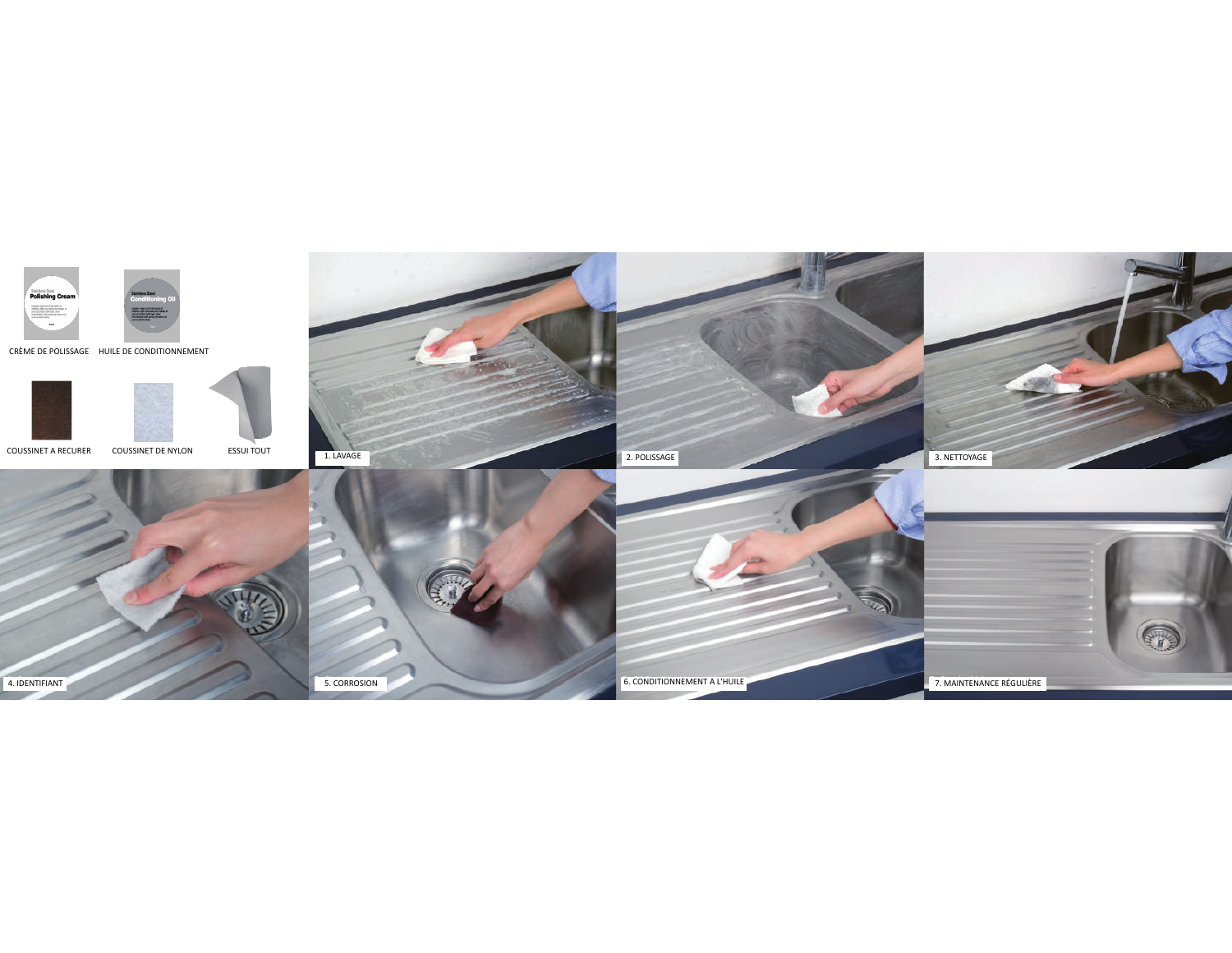CRÈME DE POLISSAGE

HUILE DE CONDITIONNEMENT

COUSSINET A RECURER

COUSSINET DE NYLON

ESSUI TOUT

1. LAVAGE

2. POLISSAGE

3. NETTOYAGE

4. IDENTIFIANT

5. CORROSION

6. CONDITIONNEMENT À L'HUILE

7. MAINTENANCE RÉGULIÈRE